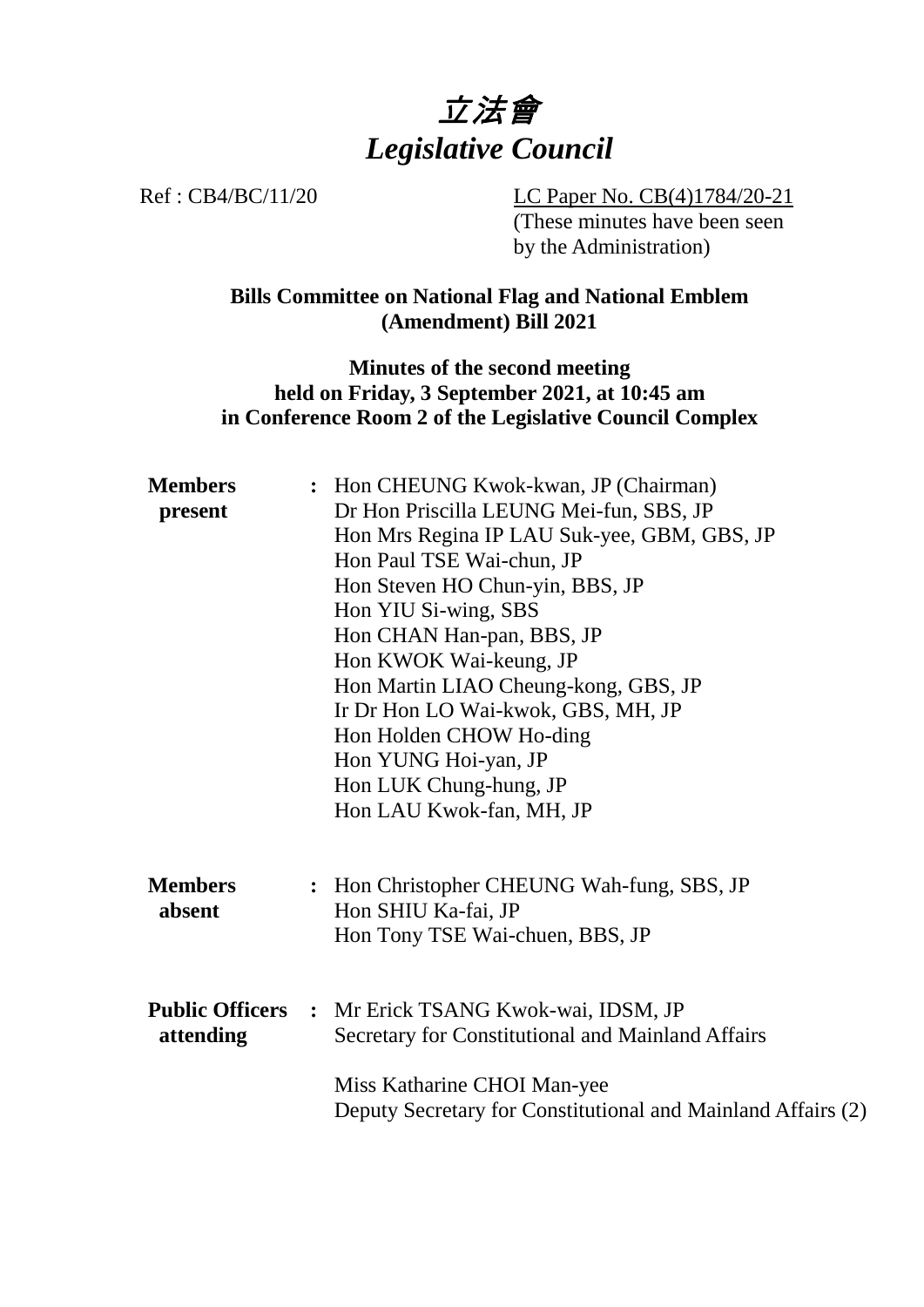# *立法會*
# *Legislative Council*

Ref : CB4/BC/11/20

LC Paper No. CB(4)1784/20-21
(These minutes have been seen by the Administration)

**Bills Committee on National Flag and National Emblem (Amendment) Bill 2021**

**Minutes of the second meeting held on Friday, 3 September 2021, at 10:45 am in Conference Room 2 of the Legislative Council Complex**

| | | |
|---|---|---|
| **Members present** | **:** | Hon CHEUNG Kwok-kwan, JP (Chairman)<br>Dr Hon Priscilla LEUNG Mei-fun, SBS, JP<br>Hon Mrs Regina IP LAU Suk-yee, GBM, GBS, JP<br>Hon Paul TSE Wai-chun, JP<br>Hon Steven HO Chun-yin, BBS, JP<br>Hon YIU Si-wing, SBS<br>Hon CHAN Han-pan, BBS, JP<br>Hon KWOK Wai-keung, JP<br>Hon Martin LIAO Cheung-kong, GBS, JP<br>Ir Dr Hon LO Wai-kwok, GBS, MH, JP<br>Hon Holden CHOW Ho-ding<br>Hon YUNG Hoi-yan, JP<br>Hon LUK Chung-hung, JP<br>Hon LAU Kwok-fan, MH, JP |
| **Members absent** | **:** | Hon Christopher CHEUNG Wah-fung, SBS, JP<br>Hon SHIU Ka-fai, JP<br>Hon Tony TSE Wai-chuen, BBS, JP |
| **Public Officers attending** | **:** | Mr Erick TSANG Kwok-wai, IDSM, JP<br>Secretary for Constitutional and Mainland Affairs<br><br>Miss Katharine CHOI Man-yee<br>Deputy Secretary for Constitutional and Mainland Affairs (2) |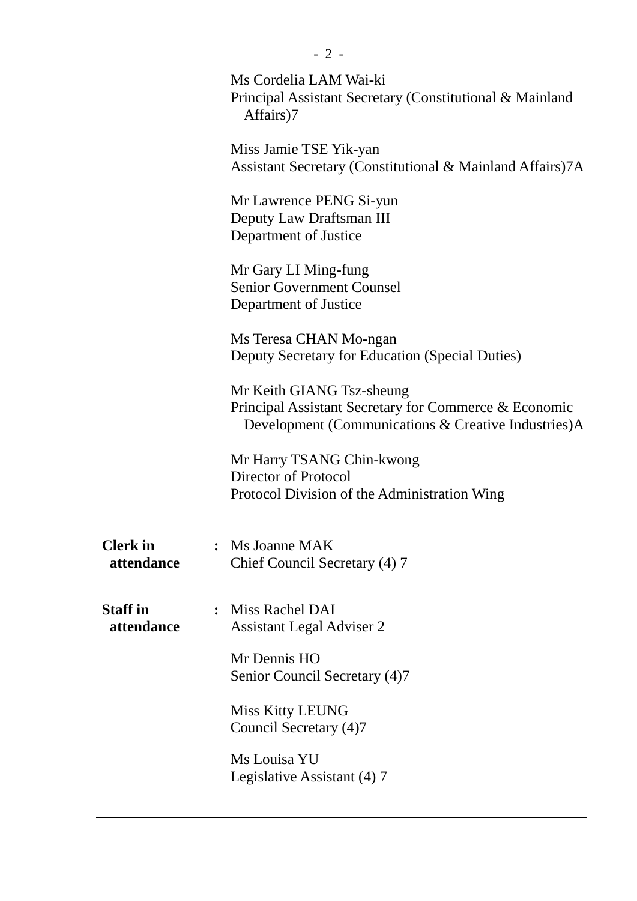Ms Cordelia LAM Wai-ki
Principal Assistant Secretary (Constitutional & Mainland Affairs)7

Miss Jamie TSE Yik-yan
Assistant Secretary (Constitutional & Mainland Affairs)7A

Mr Lawrence PENG Si-yun
Deputy Law Draftsman III
Department of Justice

Mr Gary LI Ming-fung
Senior Government Counsel
Department of Justice

Ms Teresa CHAN Mo-ngan
Deputy Secretary for Education (Special Duties)

Mr Keith GIANG Tsz-sheung
Principal Assistant Secretary for Commerce & Economic Development (Communications & Creative Industries)A

Mr Harry TSANG Chin-kwong
Director of Protocol
Protocol Division of the Administration Wing

**Clerk in attendance** : Ms Joanne MAK
Chief Council Secretary (4) 7

**Staff in attendance** : Miss Rachel DAI
Assistant Legal Adviser 2

Mr Dennis HO
Senior Council Secretary (4)7

Miss Kitty LEUNG
Council Secretary (4)7

Ms Louisa YU
Legislative Assistant (4) 7

---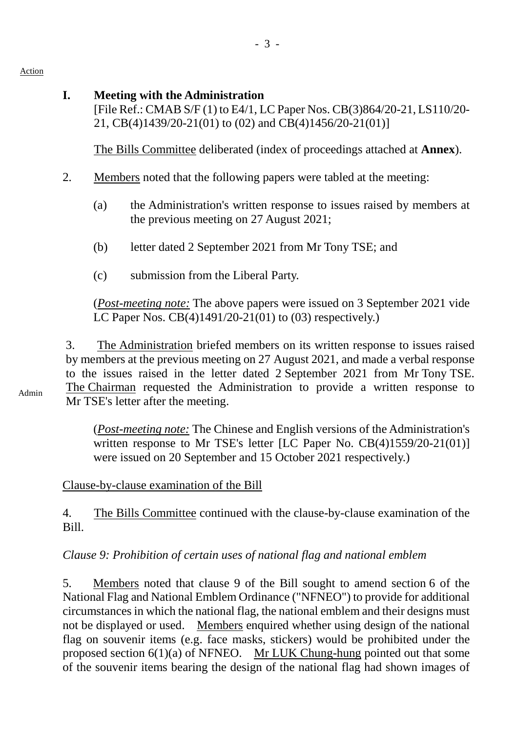Action

**I. Meeting with the Administration**
[File Ref.: CMAB S/F (1) to E4/1, LC Paper Nos. CB(3)864/20-21, LS110/20-21, CB(4)1439/20-21(01) to (02) and CB(4)1456/20-21(01)]

The Bills Committee deliberated (index of proceedings attached at **Annex**).

2. Members noted that the following papers were tabled at the meeting:

(a) the Administration's written response to issues raised by members at the previous meeting on 27 August 2021;

(b) letter dated 2 September 2021 from Mr Tony TSE; and

(c) submission from the Liberal Party.

(*Post-meeting note:* The above papers were issued on 3 September 2021 vide LC Paper Nos. CB(4)1491/20-21(01) to (03) respectively.)

3. The Administration briefed members on its written response to issues raised by members at the previous meeting on 27 August 2021, and made a verbal response to the issues raised in the letter dated 2 September 2021 from Mr Tony TSE. The Chairman requested the Administration to provide a written response to Mr TSE's letter after the meeting.

Admin

(*Post-meeting note:* The Chinese and English versions of the Administration's written response to Mr TSE's letter [LC Paper No. CB(4)1559/20-21(01)] were issued on 20 September and 15 October 2021 respectively.)

Clause-by-clause examination of the Bill

4. The Bills Committee continued with the clause-by-clause examination of the Bill.

*Clause 9: Prohibition of certain uses of national flag and national emblem*

5. Members noted that clause 9 of the Bill sought to amend section 6 of the National Flag and National Emblem Ordinance ("NFNEO") to provide for additional circumstances in which the national flag, the national emblem and their designs must not be displayed or used. Members enquired whether using design of the national flag on souvenir items (e.g. face masks, stickers) would be prohibited under the proposed section 6(1)(a) of NFNEO. Mr LUK Chung-hung pointed out that some of the souvenir items bearing the design of the national flag had shown images of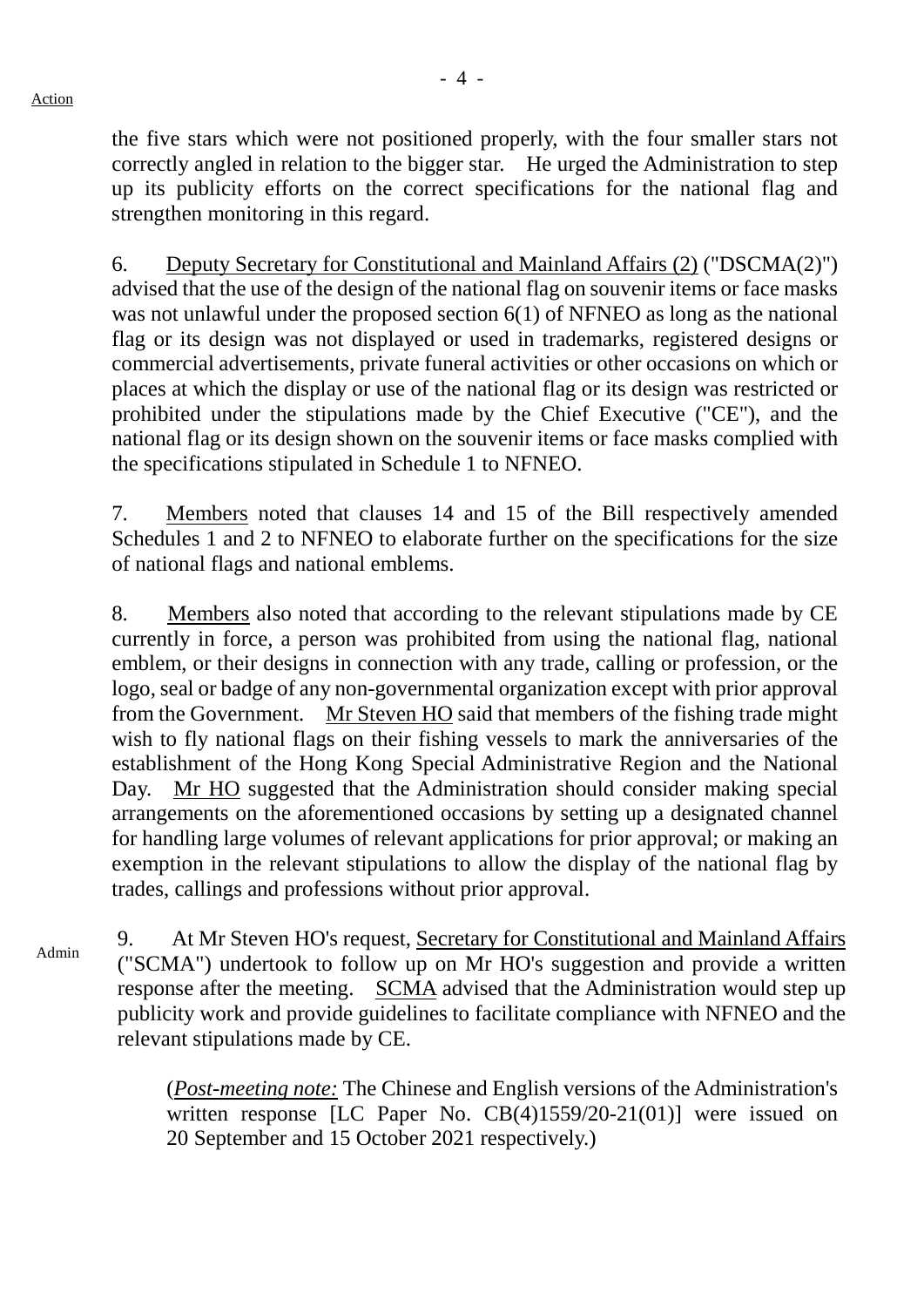the five stars which were not positioned properly, with the four smaller stars not correctly angled in relation to the bigger star. He urged the Administration to step up its publicity efforts on the correct specifications for the national flag and strengthen monitoring in this regard.

6. Deputy Secretary for Constitutional and Mainland Affairs (2) ("DSCMA(2)") advised that the use of the design of the national flag on souvenir items or face masks was not unlawful under the proposed section 6(1) of NFNEO as long as the national flag or its design was not displayed or used in trademarks, registered designs or commercial advertisements, private funeral activities or other occasions on which or places at which the display or use of the national flag or its design was restricted or prohibited under the stipulations made by the Chief Executive ("CE"), and the national flag or its design shown on the souvenir items or face masks complied with the specifications stipulated in Schedule 1 to NFNEO.

7. Members noted that clauses 14 and 15 of the Bill respectively amended Schedules 1 and 2 to NFNEO to elaborate further on the specifications for the size of national flags and national emblems.

8. Members also noted that according to the relevant stipulations made by CE currently in force, a person was prohibited from using the national flag, national emblem, or their designs in connection with any trade, calling or profession, or the logo, seal or badge of any non-governmental organization except with prior approval from the Government. Mr Steven HO said that members of the fishing trade might wish to fly national flags on their fishing vessels to mark the anniversaries of the establishment of the Hong Kong Special Administrative Region and the National Day. Mr HO suggested that the Administration should consider making special arrangements on the aforementioned occasions by setting up a designated channel for handling large volumes of relevant applications for prior approval; or making an exemption in the relevant stipulations to allow the display of the national flag by trades, callings and professions without prior approval.

Admin

9. At Mr Steven HO's request, Secretary for Constitutional and Mainland Affairs ("SCMA") undertook to follow up on Mr HO's suggestion and provide a written response after the meeting. SCMA advised that the Administration would step up publicity work and provide guidelines to facilitate compliance with NFNEO and the relevant stipulations made by CE.

(*Post-meeting note:* The Chinese and English versions of the Administration's written response [LC Paper No. CB(4)1559/20-21(01)] were issued on 20 September and 15 October 2021 respectively.)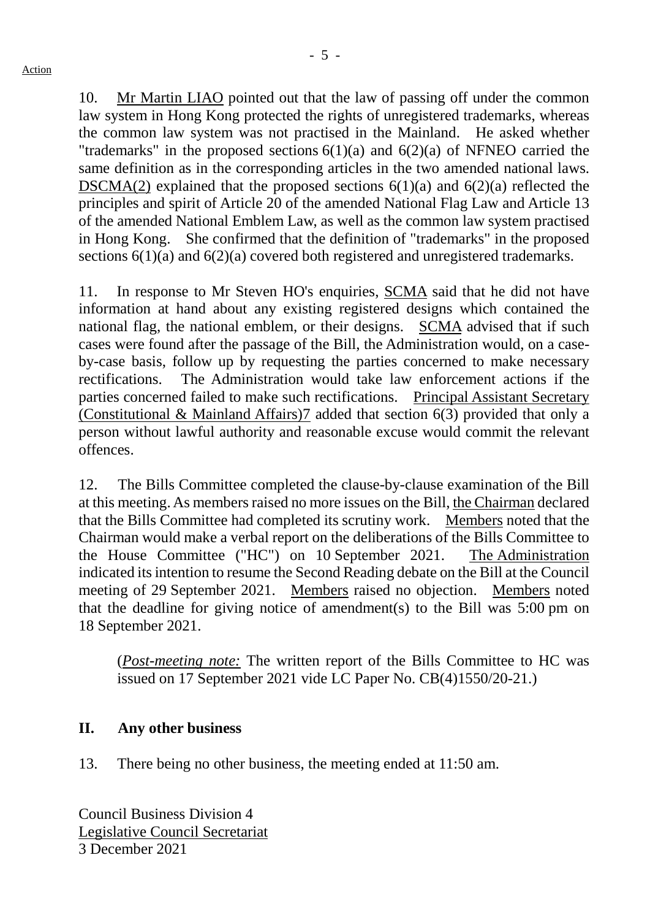10. Mr Martin LIAO pointed out that the law of passing off under the common law system in Hong Kong protected the rights of unregistered trademarks, whereas the common law system was not practised in the Mainland. He asked whether "trademarks" in the proposed sections 6(1)(a) and 6(2)(a) of NFNEO carried the same definition as in the corresponding articles in the two amended national laws. DSCMA(2) explained that the proposed sections 6(1)(a) and 6(2)(a) reflected the principles and spirit of Article 20 of the amended National Flag Law and Article 13 of the amended National Emblem Law, as well as the common law system practised in Hong Kong. She confirmed that the definition of "trademarks" in the proposed sections 6(1)(a) and 6(2)(a) covered both registered and unregistered trademarks.

11. In response to Mr Steven HO's enquiries, SCMA said that he did not have information at hand about any existing registered designs which contained the national flag, the national emblem, or their designs. SCMA advised that if such cases were found after the passage of the Bill, the Administration would, on a case-by-case basis, follow up by requesting the parties concerned to make necessary rectifications. The Administration would take law enforcement actions if the parties concerned failed to make such rectifications. Principal Assistant Secretary (Constitutional & Mainland Affairs)7 added that section 6(3) provided that only a person without lawful authority and reasonable excuse would commit the relevant offences.

12. The Bills Committee completed the clause-by-clause examination of the Bill at this meeting. As members raised no more issues on the Bill, the Chairman declared that the Bills Committee had completed its scrutiny work. Members noted that the Chairman would make a verbal report on the deliberations of the Bills Committee to the House Committee ("HC") on 10 September 2021. The Administration indicated its intention to resume the Second Reading debate on the Bill at the Council meeting of 29 September 2021. Members raised no objection. Members noted that the deadline for giving notice of amendment(s) to the Bill was 5:00 pm on 18 September 2021.

> (*Post-meeting note:* The written report of the Bills Committee to HC was issued on 17 September 2021 vide LC Paper No. CB(4)1550/20-21.)

## II. Any other business

13. There being no other business, the meeting ended at 11:50 am.

Council Business Division 4
Legislative Council Secretariat
3 December 2021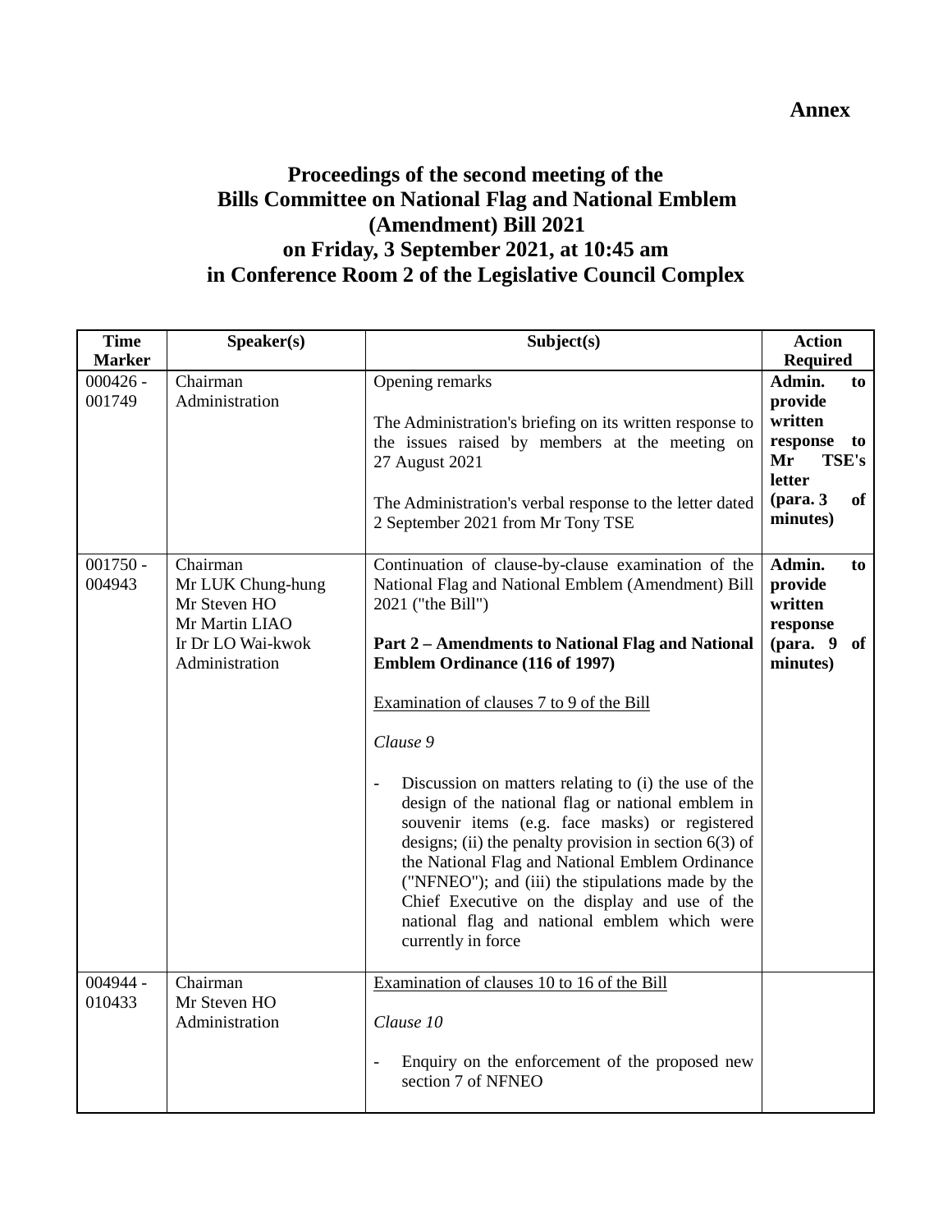**Annex**

# Proceedings of the second meeting of the Bills Committee on National Flag and National Emblem (Amendment) Bill 2021 on Friday, 3 September 2021, at 10:45 am in Conference Room 2 of the Legislative Council Complex

| Time Marker | Speaker(s) | Subject(s) | Action Required |
|---|---|---|---|
| 000426 - 001749 | Chairman<br>Administration | Opening remarks<br><br>The Administration's briefing on its written response to the issues raised by members at the meeting on 27 August 2021<br><br>The Administration's verbal response to the letter dated 2 September 2021 from Mr Tony TSE | **Admin. to provide written response to Mr TSE's letter (para. 3 of minutes)** |
| 001750 - 004943 | Chairman<br>Mr LUK Chung-hung<br>Mr Steven HO<br>Mr Martin LIAO<br>Ir Dr LO Wai-kwok<br>Administration | Continuation of clause-by-clause examination of the National Flag and National Emblem (Amendment) Bill 2021 ("the Bill")<br><br>**Part 2 – Amendments to National Flag and National Emblem Ordinance (116 of 1997)**<br><br><u>Examination of clauses 7 to 9 of the Bill</u><br><br>*Clause 9*<br><br>- Discussion on matters relating to (i) the use of the design of the national flag or national emblem in souvenir items (e.g. face masks) or registered designs; (ii) the penalty provision in section 6(3) of the National Flag and National Emblem Ordinance ("NFNEO"); and (iii) the stipulations made by the Chief Executive on the display and use of the national flag and national emblem which were currently in force | **Admin. to provide written response (para. 9 of minutes)** |
| 004944 - 010433 | Chairman<br>Mr Steven HO<br>Administration | <u>Examination of clauses 10 to 16 of the Bill</u><br><br>*Clause 10*<br><br>- Enquiry on the enforcement of the proposed new section 7 of NFNEO | |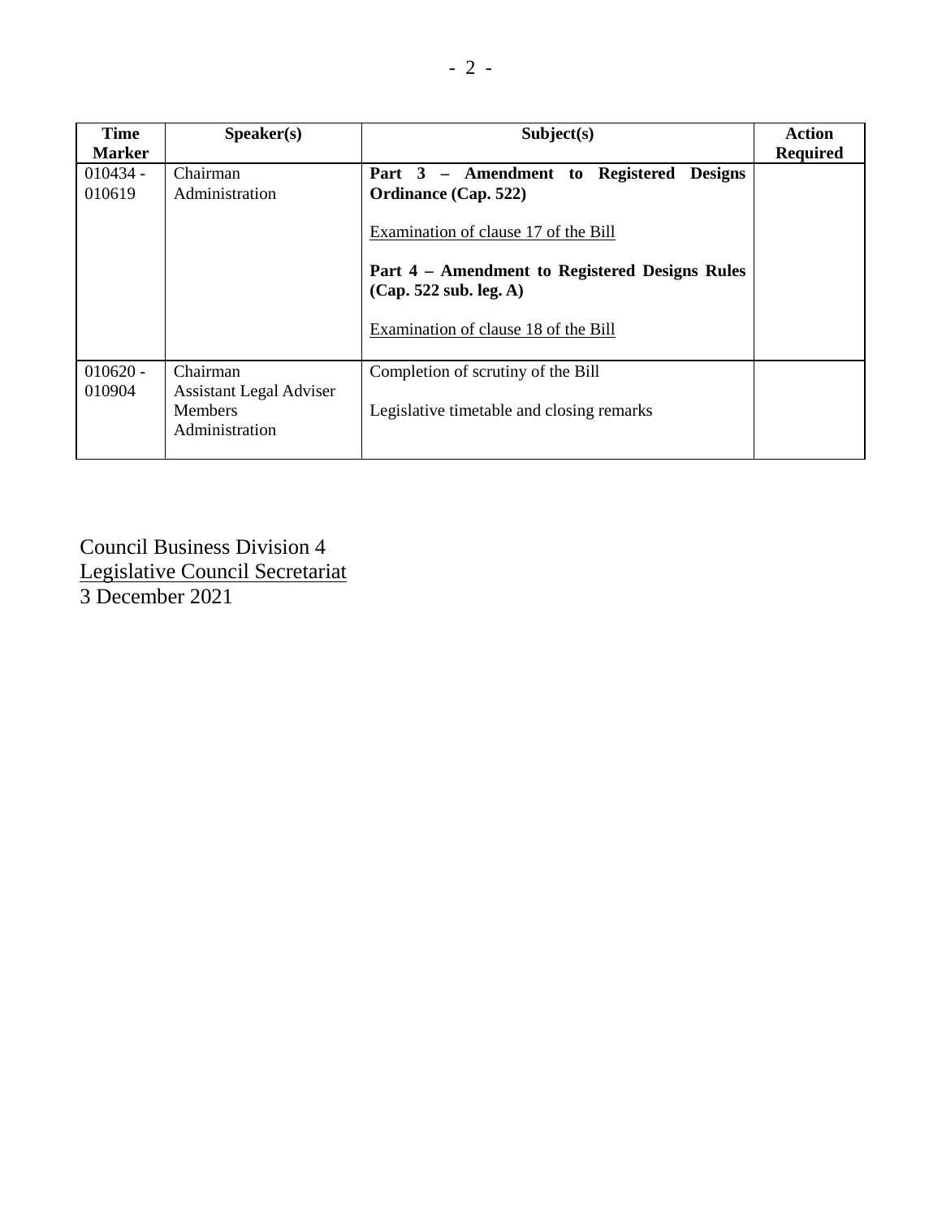| Time Marker | Speaker(s) | Subject(s) | Action Required |
|---|---|---|---|
| 010434 - 010619 | Chairman<br>Administration | **Part 3 – Amendment to Registered Designs Ordinance (Cap. 522)**<br><br>Examination of clause 17 of the Bill<br><br>**Part 4 – Amendment to Registered Designs Rules (Cap. 522 sub. leg. A)**<br><br>Examination of clause 18 of the Bill | |
| 010620 - 010904 | Chairman<br>Assistant Legal Adviser<br>Members<br>Administration | Completion of scrutiny of the Bill<br><br>Legislative timetable and closing remarks | |

Council Business Division 4
Legislative Council Secretariat
3 December 2021